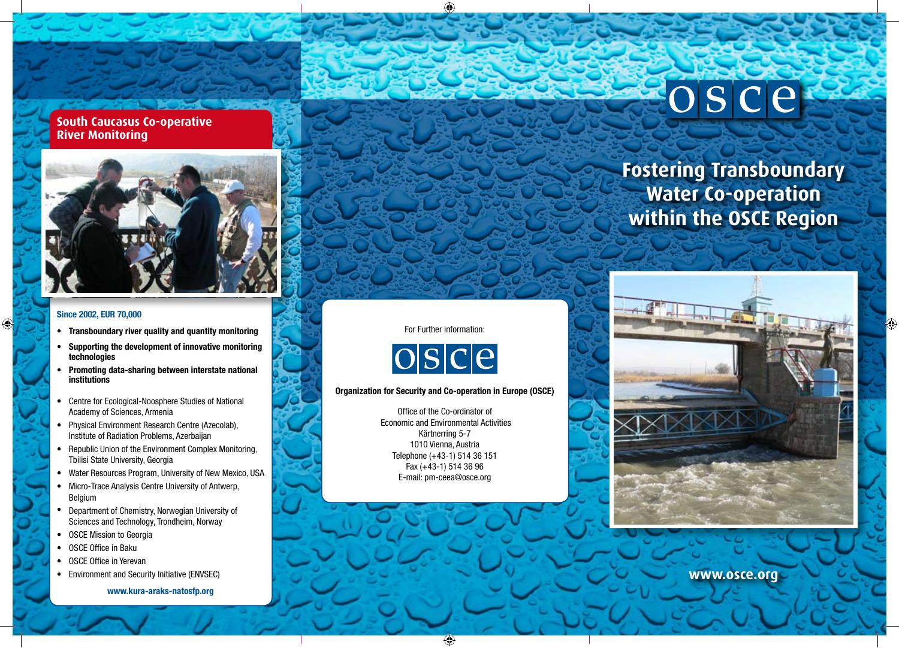## South Caucasus Co-operative River Monitoring

**Since 2002, EUR 70,000**

- **Transboundary river quality and quantity monitoring**
- **Supporting the development of innovative monitoring technologies**
- **Promoting data-sharing between interstate national institutions**

- Centre for Ecological-Noosphere Studies of National Academy of Sciences, Armenia
- Physical Environment Research Centre (Azecolab), Institute of Radiation Problems, Azerbaijan
- Republic Union of the Environment Complex Monitoring, Tbilisi State University, Georgia
- Water Resources Program, University of New Mexico, USA
- Micro-Trace Analysis Centre University of Antwerp, Belgium
- Department of Chemistry, Norwegian University of Sciences and Technology, Trondheim, Norway
- OSCE Mission to Georgia
- OSCE Office in Baku
- OSCE Office in Yerevan
- Environment and Security Initiative (ENVSEC)

www.kura-araks-natosfp.org

For Further information:

osce

**Organization for Security and Co-operation in Europe (OSCE)**

Office of the Co-ordinator of
Economic and Environmental Activities
Kärtnerring 5-7
1010 Vienna, Austria
Telephone (+43-1) 514 36 151
Fax (+43-1) 514 36 96
E-mail: pm-ceea@osce.org

osce

# Fostering Transboundary Water Co-operation within the OSCE Region

www.osce.org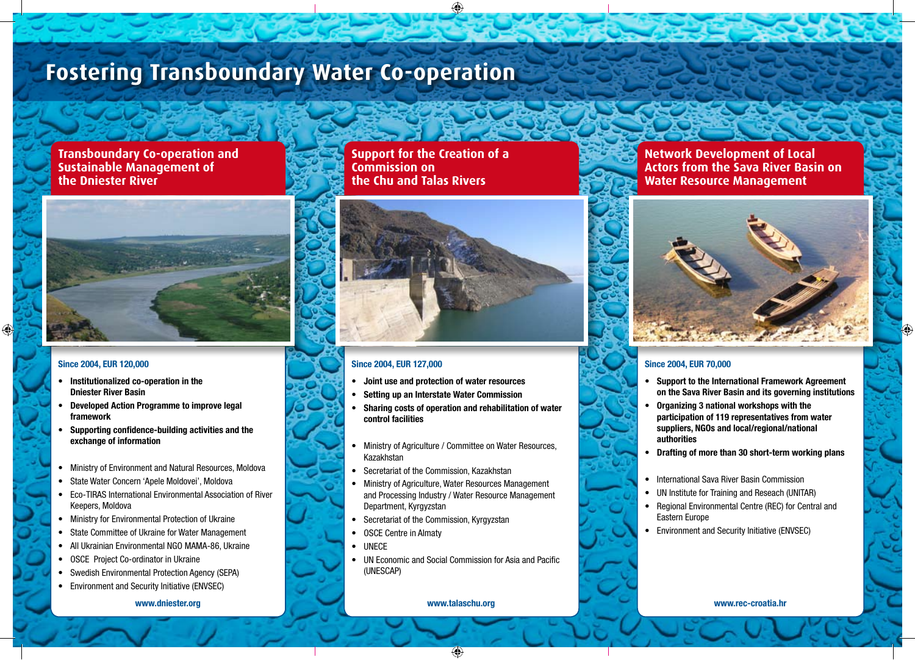# Fostering Transboundary Water Co-operation

## Transboundary Co-operation and Sustainable Management of the Dniester River

**Since 2004, EUR 120,000**

- **Institutionalized co-operation in the Dniester River Basin**
- **Developed Action Programme to improve legal framework**
- **Supporting confidence-building activities and the exchange of information**

- Ministry of Environment and Natural Resources, Moldova
- State Water Concern 'Apele Moldovei', Moldova
- Eco-TIRAS International Environmental Association of River Keepers, Moldova
- Ministry for Environmental Protection of Ukraine
- State Committee of Ukraine for Water Management
- All Ukrainian Environmental NGO MAMA-86, Ukraine
- OSCE Project Co-ordinator in Ukraine
- Swedish Environmental Protection Agency (SEPA)
- Environment and Security Initiative (ENVSEC)

**www.dniester.org**

## Support for the Creation of a Commission on the Chu and Talas Rivers

**Since 2004, EUR 127,000**

- **Joint use and protection of water resources**
- **Setting up an Interstate Water Commission**
- **Sharing costs of operation and rehabilitation of water control facilities**

- Ministry of Agriculture / Committee on Water Resources, Kazakhstan
- Secretariat of the Commission, Kazakhstan
- Ministry of Agriculture, Water Resources Management and Processing Industry / Water Resource Management Department, Kyrgyzstan
- Secretariat of the Commission, Kyrgyzstan
- OSCE Centre in Almaty
- UNECE
- UN Economic and Social Commission for Asia and Pacific (UNESCAP)

**www.talaschu.org**

## Network Development of Local Actors from the Sava River Basin on Water Resource Management

**Since 2004, EUR 70,000**

- **Support to the International Framework Agreement on the Sava River Basin and its governing institutions**
- **Organizing 3 national workshops with the participation of 119 representatives from water suppliers, NGOs and local/regional/national authorities**
- **Drafting of more than 30 short-term working plans**

- International Sava River Basin Commission
- UN Institute for Training and Reseach (UNITAR)
- Regional Environmental Centre (REC) for Central and Eastern Europe
- Environment and Security Initiative (ENVSEC)

**www.rec-croatia.hr**